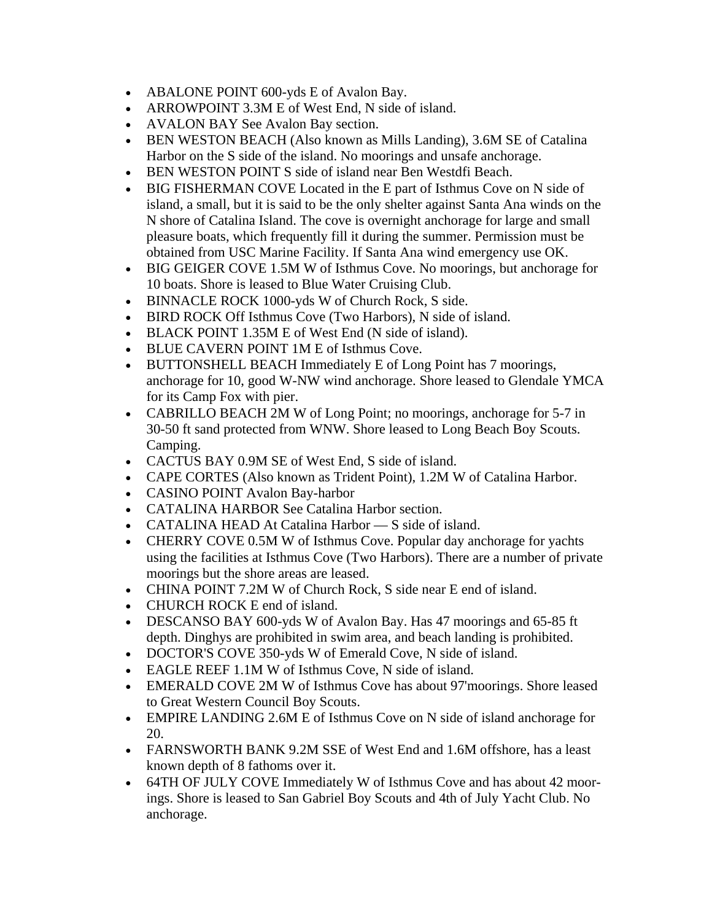- ABALONE POINT 600-yds E of Avalon Bay.
- ARROWPOINT 3.3M E of West End, N side of island.
- AVALON BAY See Avalon Bay section.
- BEN WESTON BEACH (Also known as Mills Landing), 3.6M SE of Catalina Harbor on the S side of the island. No moorings and unsafe anchorage.
- BEN WESTON POINT S side of island near Ben Westdfi Beach.
- BIG FISHERMAN COVE Located in the E part of Isthmus Cove on N side of island, a small, but it is said to be the only shelter against Santa Ana winds on the N shore of Catalina Island. The cove is overnight anchorage for large and small pleasure boats, which frequently fill it during the summer. Permission must be obtained from USC Marine Facility. If Santa Ana wind emergency use OK.
- BIG GEIGER COVE 1.5M W of Isthmus Cove. No moorings, but anchorage for 10 boats. Shore is leased to Blue Water Cruising Club.
- BINNACLE ROCK 1000-yds W of Church Rock, S side.
- BIRD ROCK Off Isthmus Cove (Two Harbors), N side of island.
- BLACK POINT 1.35M E of West End (N side of island).
- BLUE CAVERN POINT 1M E of Isthmus Cove.
- BUTTONSHELL BEACH Immediately E of Long Point has 7 moorings, anchorage for 10, good W-NW wind anchorage. Shore leased to Glendale YMCA for its Camp Fox with pier.
- CABRILLO BEACH 2M W of Long Point; no moorings, anchorage for 5-7 in 30-50 ft sand protected from WNW. Shore leased to Long Beach Boy Scouts. Camping.
- CACTUS BAY 0.9M SE of West End, S side of island.
- CAPE CORTES (Also known as Trident Point), 1.2M W of Catalina Harbor.
- CASINO POINT Avalon Bay-harbor
- CATALINA HARBOR See Catalina Harbor section.
- CATALINA HEAD At Catalina Harbor — S side of island.
- CHERRY COVE 0.5M W of Isthmus Cove. Popular day anchorage for yachts using the facilities at Isthmus Cove (Two Harbors). There are a number of private moorings but the shore areas are leased.
- CHINA POINT 7.2M W of Church Rock, S side near E end of island.
- CHURCH ROCK E end of island.
- DESCANSO BAY 600-yds W of Avalon Bay. Has 47 moorings and 65-85 ft depth. Dinghys are prohibited in swim area, and beach landing is prohibited.
- DOCTOR'S COVE 350-yds W of Emerald Cove, N side of island.
- EAGLE REEF 1.1M W of Isthmus Cove, N side of island.
- EMERALD COVE 2M W of Isthmus Cove has about 97'moorings. Shore leased to Great Western Council Boy Scouts.
- EMPIRE LANDING 2.6M E of Isthmus Cove on N side of island anchorage for 20.
- FARNSWORTH BANK 9.2M SSE of West End and 1.6M offshore, has a least known depth of 8 fathoms over it.
- 64TH OF JULY COVE Immediately W of Isthmus Cove and has about 42 moor-ings. Shore is leased to San Gabriel Boy Scouts and 4th of July Yacht Club. No anchorage.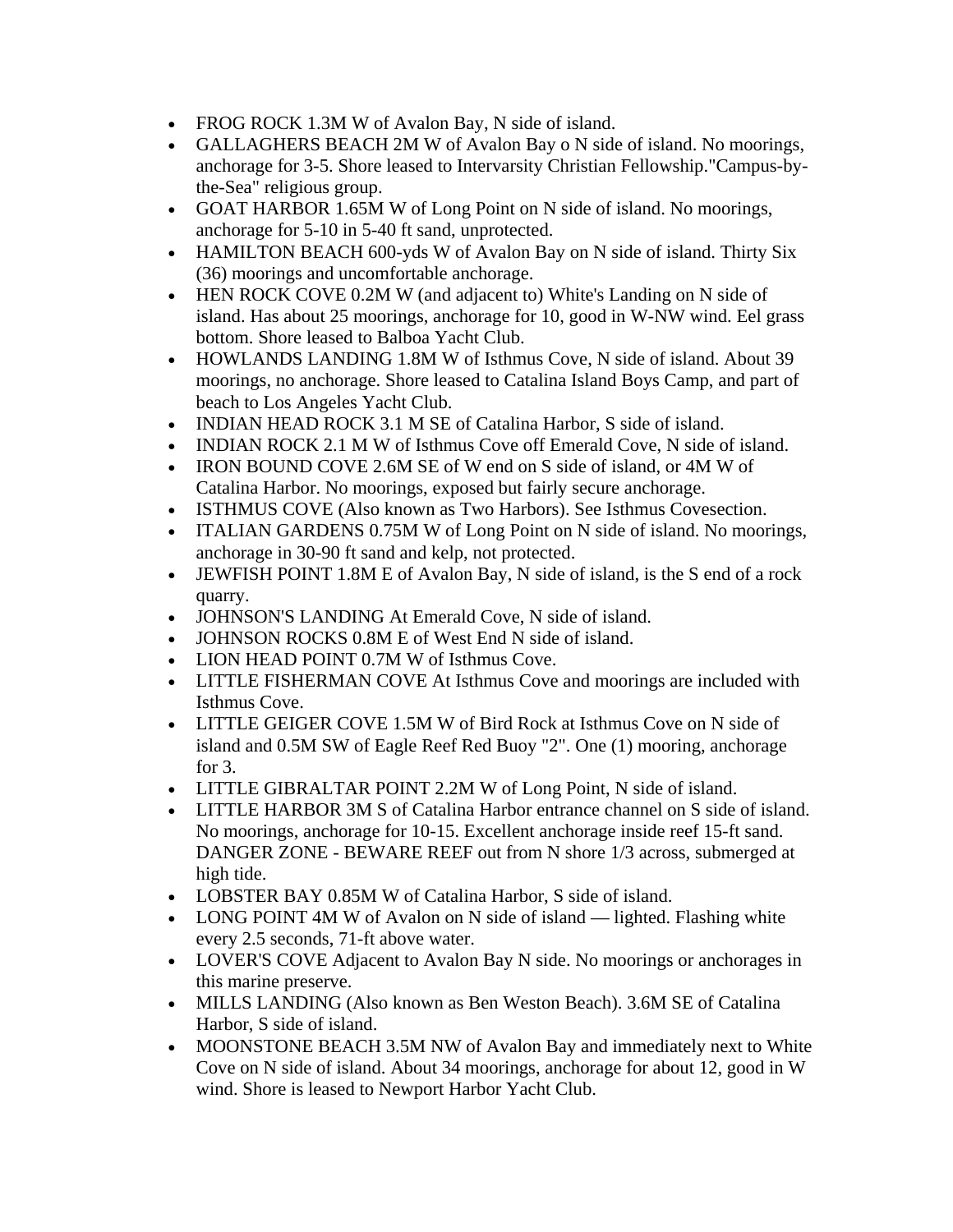- FROG ROCK 1.3M W of Avalon Bay, N side of island.
- GALLAGHERS BEACH 2M W of Avalon Bay o N side of island. No moorings, anchorage for 3-5. Shore leased to Intervarsity Christian Fellowship."Campus-by-the-Sea" religious group.
- GOAT HARBOR 1.65M W of Long Point on N side of island. No moorings, anchorage for 5-10 in 5-40 ft sand, unprotected.
- HAMILTON BEACH 600-yds W of Avalon Bay on N side of island. Thirty Six (36) moorings and uncomfortable anchorage.
- HEN ROCK COVE 0.2M W (and adjacent to) White's Landing on N side of island. Has about 25 moorings, anchorage for 10, good in W-NW wind. Eel grass bottom. Shore leased to Balboa Yacht Club.
- HOWLANDS LANDING 1.8M W of Isthmus Cove, N side of island. About 39 moorings, no anchorage. Shore leased to Catalina Island Boys Camp, and part of beach to Los Angeles Yacht Club.
- INDIAN HEAD ROCK 3.1 M SE of Catalina Harbor, S side of island.
- INDIAN ROCK 2.1 M W of Isthmus Cove off Emerald Cove, N side of island.
- IRON BOUND COVE 2.6M SE of W end on S side of island, or 4M W of Catalina Harbor. No moorings, exposed but fairly secure anchorage.
- ISTHMUS COVE (Also known as Two Harbors). See Isthmus Covesection.
- ITALIAN GARDENS 0.75M W of Long Point on N side of island. No moorings, anchorage in 30-90 ft sand and kelp, not protected.
- JEWFISH POINT 1.8M E of Avalon Bay, N side of island, is the S end of a rock quarry.
- JOHNSON'S LANDING At Emerald Cove, N side of island.
- JOHNSON ROCKS 0.8M E of West End N side of island.
- LION HEAD POINT 0.7M W of Isthmus Cove.
- LITTLE FISHERMAN COVE At Isthmus Cove and moorings are included with Isthmus Cove.
- LITTLE GEIGER COVE 1.5M W of Bird Rock at Isthmus Cove on N side of island and 0.5M SW of Eagle Reef Red Buoy "2". One (1) mooring, anchorage for 3.
- LITTLE GIBRALTAR POINT 2.2M W of Long Point, N side of island.
- LITTLE HARBOR 3M S of Catalina Harbor entrance channel on S side of island. No moorings, anchorage for 10-15. Excellent anchorage inside reef 15-ft sand. DANGER ZONE - BEWARE REEF out from N shore 1/3 across, submerged at high tide.
- LOBSTER BAY 0.85M W of Catalina Harbor, S side of island.
- LONG POINT 4M W of Avalon on N side of island — lighted. Flashing white every 2.5 seconds, 71-ft above water.
- LOVER'S COVE Adjacent to Avalon Bay N side. No moorings or anchorages in this marine preserve.
- MILLS LANDING (Also known as Ben Weston Beach). 3.6M SE of Catalina Harbor, S side of island.
- MOONSTONE BEACH 3.5M NW of Avalon Bay and immediately next to White Cove on N side of island. About 34 moorings, anchorage for about 12, good in W wind. Shore is leased to Newport Harbor Yacht Club.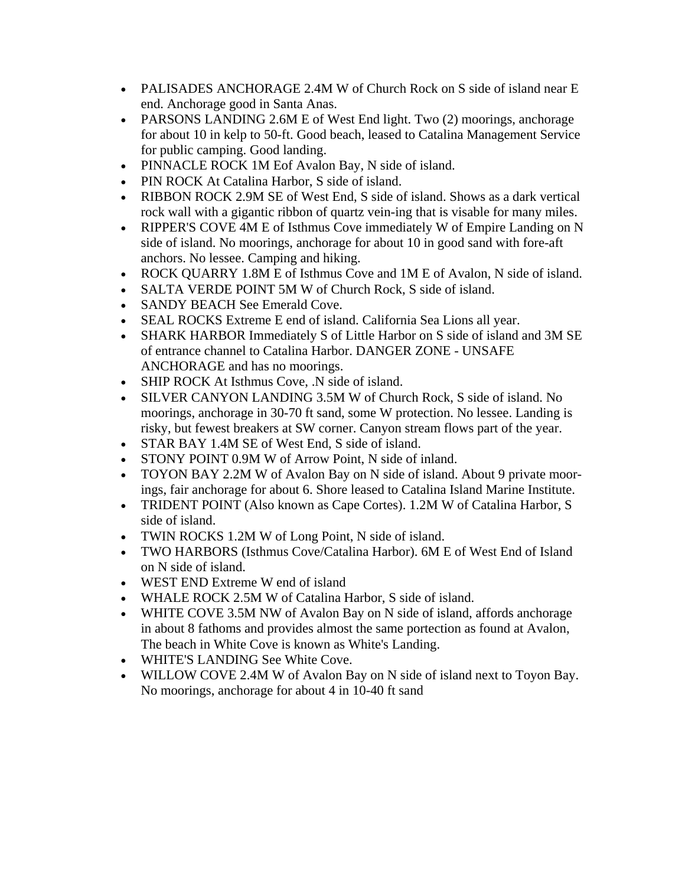- PALISADES ANCHORAGE 2.4M W of Church Rock on S side of island near E end. Anchorage good in Santa Anas.
- PARSONS LANDING 2.6M E of West End light. Two (2) moorings, anchorage for about 10 in kelp to 50-ft. Good beach, leased to Catalina Management Service for public camping. Good landing.
- PINNACLE ROCK 1M Eof Avalon Bay, N side of island.
- PIN ROCK At Catalina Harbor, S side of island.
- RIBBON ROCK 2.9M SE of West End, S side of island. Shows as a dark vertical rock wall with a gigantic ribbon of quartz vein-ing that is visable for many miles.
- RIPPER'S COVE 4M E of Isthmus Cove immediately W of Empire Landing on N side of island. No moorings, anchorage for about 10 in good sand with fore-aft anchors. No lessee. Camping and hiking.
- ROCK QUARRY 1.8M E of Isthmus Cove and 1M E of Avalon, N side of island.
- SALTA VERDE POINT 5M W of Church Rock, S side of island.
- SANDY BEACH See Emerald Cove.
- SEAL ROCKS Extreme E end of island. California Sea Lions all year.
- SHARK HARBOR Immediately S of Little Harbor on S side of island and 3M SE of entrance channel to Catalina Harbor. DANGER ZONE - UNSAFE ANCHORAGE and has no moorings.
- SHIP ROCK At Isthmus Cove, .N side of island.
- SILVER CANYON LANDING 3.5M W of Church Rock, S side of island. No moorings, anchorage in 30-70 ft sand, some W protection. No lessee. Landing is risky, but fewest breakers at SW corner. Canyon stream flows part of the year.
- STAR BAY 1.4M SE of West End, S side of island.
- STONY POINT 0.9M W of Arrow Point, N side of inland.
- TOYON BAY 2.2M W of Avalon Bay on N side of island. About 9 private moor-ings, fair anchorage for about 6. Shore leased to Catalina Island Marine Institute.
- TRIDENT POINT (Also known as Cape Cortes). 1.2M W of Catalina Harbor, S side of island.
- TWIN ROCKS 1.2M W of Long Point, N side of island.
- TWO HARBORS (Isthmus Cove/Catalina Harbor). 6M E of West End of Island on N side of island.
- WEST END Extreme W end of island
- WHALE ROCK 2.5M W of Catalina Harbor, S side of island.
- WHITE COVE 3.5M NW of Avalon Bay on N side of island, affords anchorage in about 8 fathoms and provides almost the same portection as found at Avalon, The beach in White Cove is known as White's Landing.
- WHITE'S LANDING See White Cove.
- WILLOW COVE 2.4M W of Avalon Bay on N side of island next to Toyon Bay. No moorings, anchorage for about 4 in 10-40 ft sand